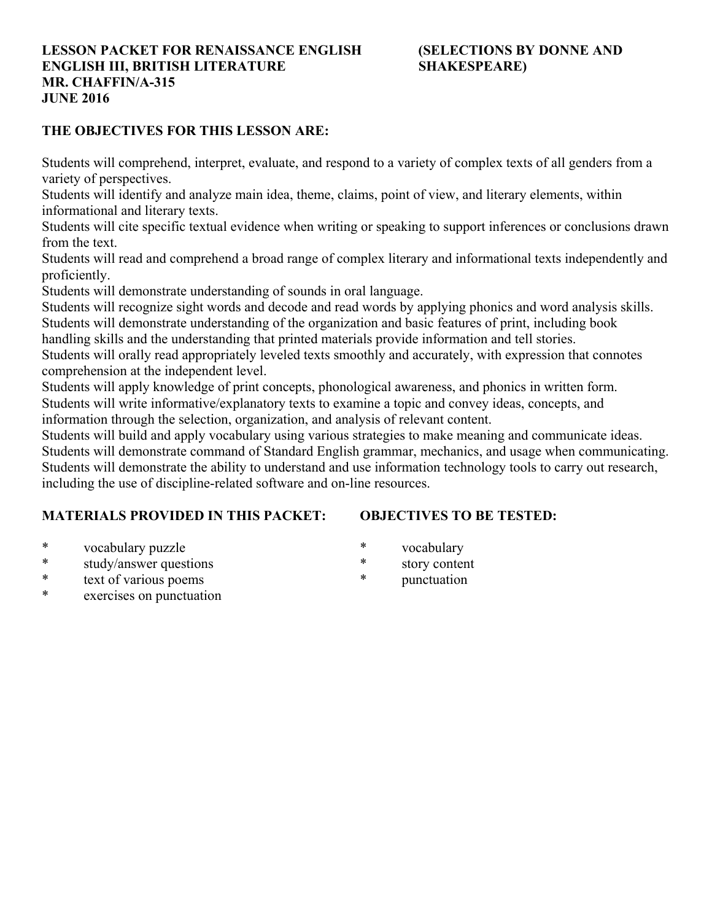**LESSON PACKET FOR RENAISSANCE ENGLISH (SELECTIONS BY DONNE AND SHAKESPEARE)**
**ENGLISH III, BRITISH LITERATURE**
**MR. CHAFFIN/A-315**
**JUNE 2016**

## THE OBJECTIVES FOR THIS LESSON ARE:

Students will comprehend, interpret, evaluate, and respond to a variety of complex texts of all genders from a variety of perspectives.
Students will identify and analyze main idea, theme, claims, point of view, and literary elements, within informational and literary texts.
Students will cite specific textual evidence when writing or speaking to support inferences or conclusions drawn from the text.
Students will read and comprehend a broad range of complex literary and informational texts independently and proficiently.
Students will demonstrate understanding of sounds in oral language.
Students will recognize sight words and decode and read words by applying phonics and word analysis skills.
Students will demonstrate understanding of the organization and basic features of print, including book handling skills and the understanding that printed materials provide information and tell stories.
Students will orally read appropriately leveled texts smoothly and accurately, with expression that connotes comprehension at the independent level.
Students will apply knowledge of print concepts, phonological awareness, and phonics in written form.
Students will write informative/explanatory texts to examine a topic and convey ideas, concepts, and information through the selection, organization, and analysis of relevant content.
Students will build and apply vocabulary using various strategies to make meaning and communicate ideas.
Students will demonstrate command of Standard English grammar, mechanics, and usage when communicating.
Students will demonstrate the ability to understand and use information technology tools to carry out research, including the use of discipline-related software and on-line resources.

## MATERIALS PROVIDED IN THIS PACKET:

* vocabulary puzzle
* study/answer questions
* text of various poems
* exercises on punctuation

## OBJECTIVES TO BE TESTED:

* vocabulary
* story content
* punctuation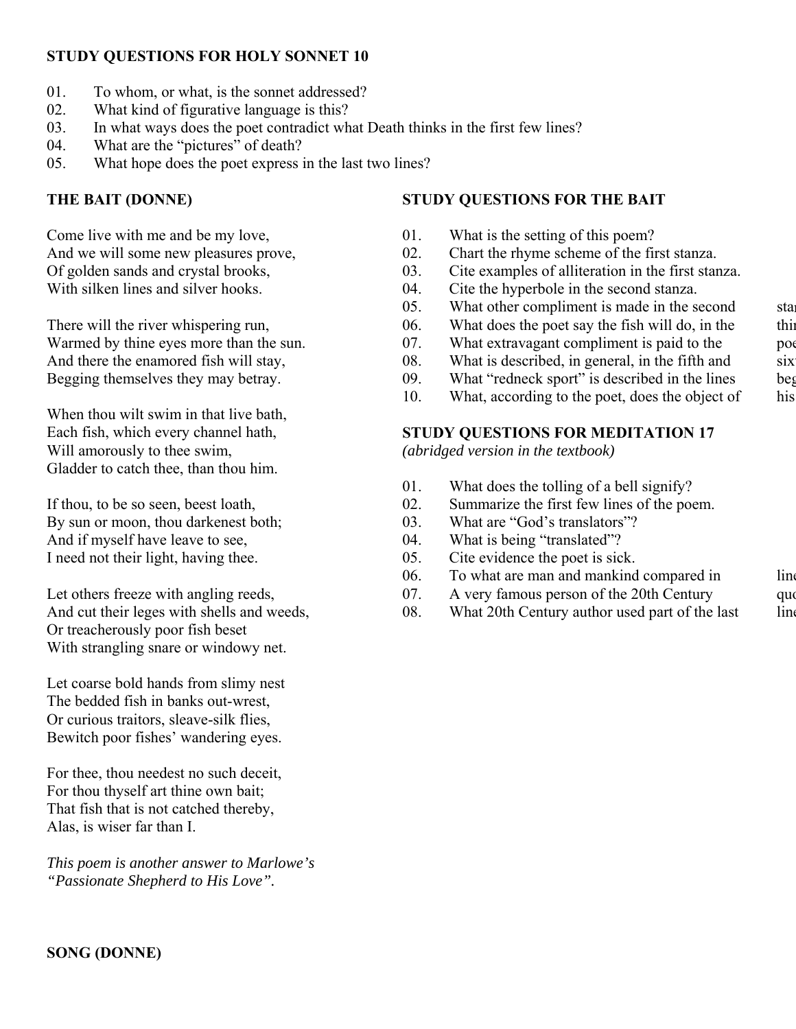## STUDY QUESTIONS FOR HOLY SONNET 10

01. To whom, or what, is the sonnet addressed?
02. What kind of figurative language is this?
03. In what ways does the poet contradict what Death thinks in the first few lines?
04. What are the "pictures" of death?
05. What hope does the poet express in the last two lines?

## THE BAIT (DONNE)

Come live with me and be my love,
And we will some new pleasures prove,
Of golden sands and crystal brooks,
With silken lines and silver hooks.

There will the river whispering run,
Warmed by thine eyes more than the sun.
And there the enamored fish will stay,
Begging themselves they may betray.

When thou wilt swim in that live bath,
Each fish, which every channel hath,
Will amorously to thee swim,
Gladder to catch thee, than thou him.

If thou, to be so seen, beest loath,
By sun or moon, thou darkenest both;
And if myself have leave to see,
I need not their light, having thee.

Let others freeze with angling reeds,
And cut their leges with shells and weeds,
Or treacherously poor fish beset
With strangling snare or windowy net.

Let coarse bold hands from slimy nest
The bedded fish in banks out-wrest,
Or curious traitors, sleave-silk flies,
Bewitch poor fishes' wandering eyes.

For thee, thou needest no such deceit,
For thou thyself art thine own bait;
That fish that is not catched thereby,
Alas, is wiser far than I.

*This poem is another answer to Marlowe's "Passionate Shepherd to His Love".*

## STUDY QUESTIONS FOR THE BAIT

01. What is the setting of this poem?
02. Chart the rhyme scheme of the first stanza.
03. Cite examples of alliteration in the first stanza.
04. Cite the hyperbole in the second stanza.
05. What other compliment is made in the second sta
06. What does the poet say the fish will do, in the thi
07. What extravagant compliment is paid to the poe
08. What is described, in general, in the fifth and six
09. What "redneck sport" is described in the lines beg
10. What, according to the poet, does the object of his

## STUDY QUESTIONS FOR MEDITATION 17

*(abridged version in the textbook)*

01. What does the tolling of a bell signify?
02. Summarize the first few lines of the poem.
03. What are "God's translators"?
04. What is being "translated"?
05. Cite evidence the poet is sick.
06. To what are man and mankind compared in line
07. A very famous person of the 20th Century quo
08. What 20th Century author used part of the last line

## SONG (DONNE)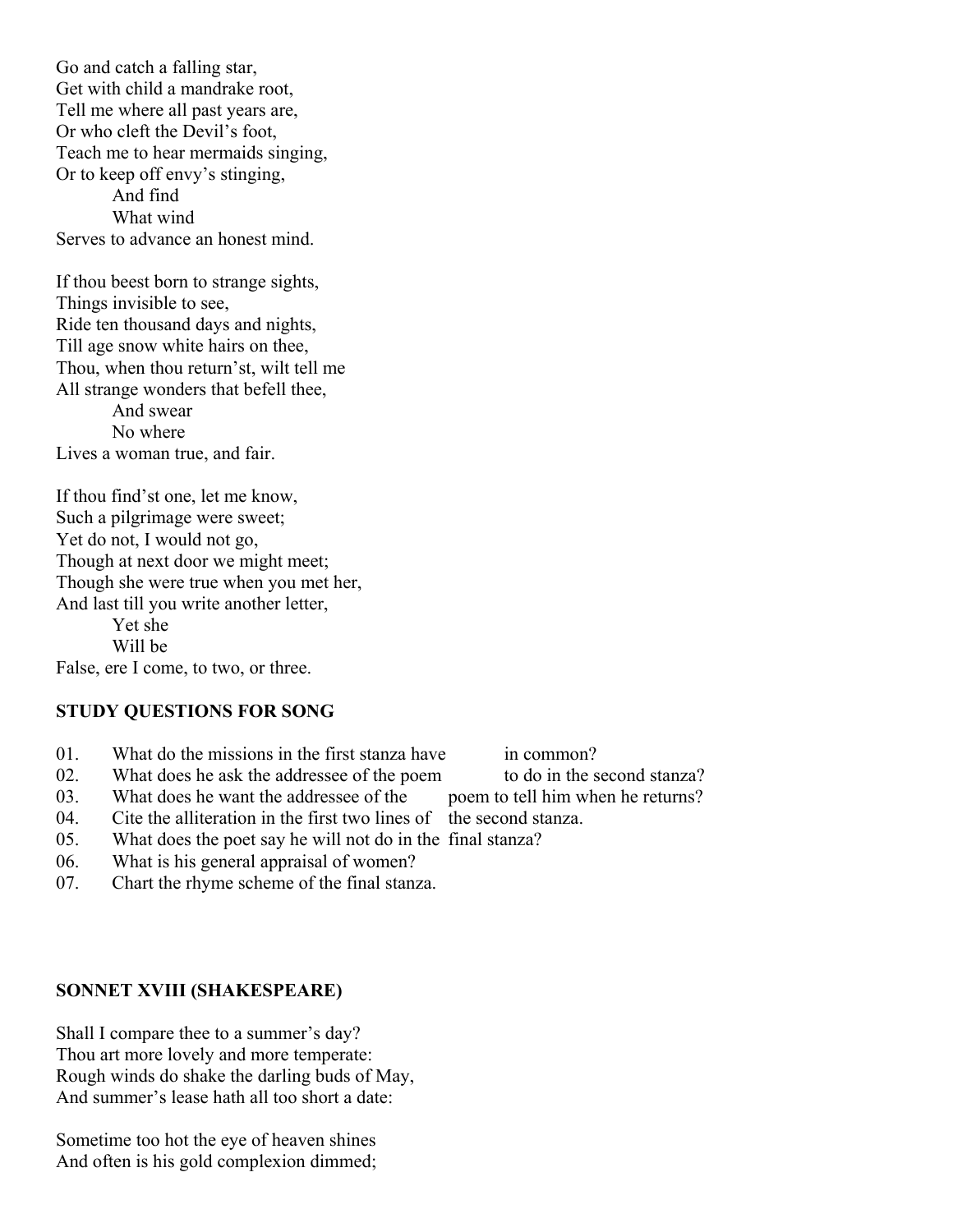Go and catch a falling star,
Get with child a mandrake root,
Tell me where all past years are,
Or who cleft the Devil's foot,
Teach me to hear mermaids singing,
Or to keep off envy's stinging,
And find
What wind
Serves to advance an honest mind.

If thou beest born to strange sights,
Things invisible to see,
Ride ten thousand days and nights,
Till age snow white hairs on thee,
Thou, when thou return'st, wilt tell me
All strange wonders that befell thee,
And swear
No where
Lives a woman true, and fair.

If thou find'st one, let me know,
Such a pilgrimage were sweet;
Yet do not, I would not go,
Though at next door we might meet;
Though she were true when you met her,
And last till you write another letter,
Yet she
Will be
False, ere I come, to two, or three.

**STUDY QUESTIONS FOR SONG**

01. What do the missions in the first stanza have in common?
02. What does he ask the addressee of the poem to do in the second stanza?
03. What does he want the addressee of the poem to tell him when he returns?
04. Cite the alliteration in the first two lines of the second stanza.
05. What does the poet say he will not do in the final stanza?
06. What is his general appraisal of women?
07. Chart the rhyme scheme of the final stanza.

**SONNET XVIII (SHAKESPEARE)**

Shall I compare thee to a summer's day?
Thou art more lovely and more temperate:
Rough winds do shake the darling buds of May,
And summer's lease hath all too short a date:

Sometime too hot the eye of heaven shines
And often is his gold complexion dimmed;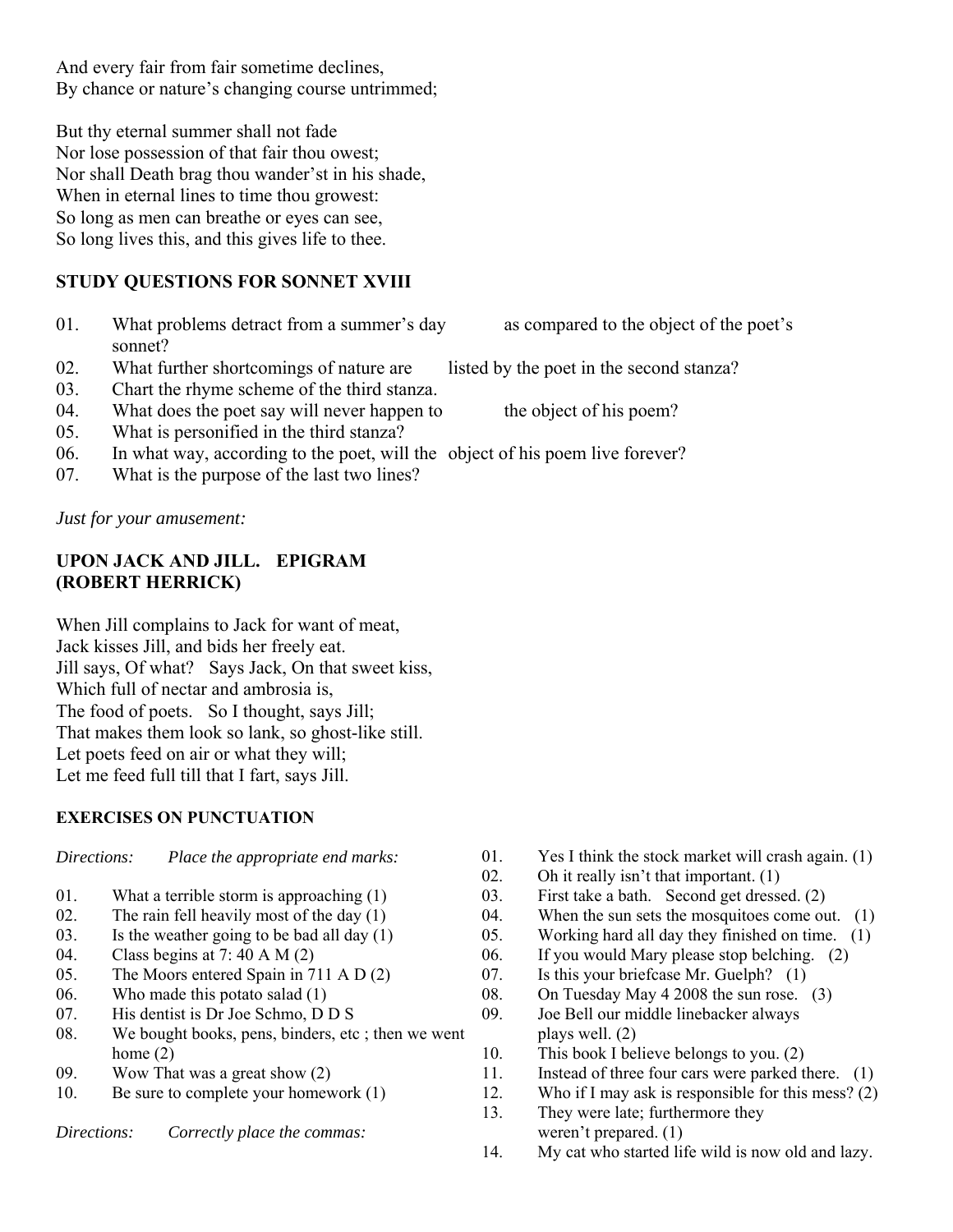And every fair from fair sometime declines,  
By chance or nature's changing course untrimmed;

But thy eternal summer shall not fade  
Nor lose possession of that fair thou owest;  
Nor shall Death brag thou wander'st in his shade,  
When in eternal lines to time thou growest:  
So long as men can breathe or eyes can see,  
So long lives this, and this gives life to thee.

### STUDY QUESTIONS FOR SONNET XVIII

01. What problems detract from a summer's day as compared to the object of the poet's sonnet?
02. What further shortcomings of nature are listed by the poet in the second stanza?
03. Chart the rhyme scheme of the third stanza.
04. What does the poet say will never happen to the object of his poem?
05. What is personified in the third stanza?
06. In what way, according to the poet, will the object of his poem live forever?
07. What is the purpose of the last two lines?

*Just for your amusement:*

### UPON JACK AND JILL. EPIGRAM (ROBERT HERRICK)

When Jill complains to Jack for want of meat,  
Jack kisses Jill, and bids her freely eat.  
Jill says, Of what? Says Jack, On that sweet kiss,  
Which full of nectar and ambrosia is,  
The food of poets. So I thought, says Jill;  
That makes them look so lank, so ghost-like still.  
Let poets feed on air or what they will;  
Let me feed full till that I fart, says Jill.

### EXERCISES ON PUNCTUATION

*Directions: Place the appropriate end marks:*

01. What a terrible storm is approaching (1)
02. The rain fell heavily most of the day (1)
03. Is the weather going to be bad all day (1)
04. Class begins at 7: 40 A M (2)
05. The Moors entered Spain in 711 A D (2)
06. Who made this potato salad (1)
07. His dentist is Dr Joe Schmo, D D S
08. We bought books, pens, binders, etc ; then we went home (2)
09. Wow That was a great show (2)
10. Be sure to complete your homework (1)

*Directions: Correctly place the commas:*

01. Yes I think the stock market will crash again. (1)
02. Oh it really isn't that important. (1)
03. First take a bath. Second get dressed. (2)
04. When the sun sets the mosquitoes come out. (1)
05. Working hard all day they finished on time. (1)
06. If you would Mary please stop belching. (2)
07. Is this your briefcase Mr. Guelph? (1)
08. On Tuesday May 4 2008 the sun rose. (3)
09. Joe Bell our middle linebacker always plays well. (2)
10. This book I believe belongs to you. (2)
11. Instead of three four cars were parked there. (1)
12. Who if I may ask is responsible for this mess? (2)
13. They were late; furthermore they weren't prepared. (1)
14. My cat who started life wild is now old and lazy.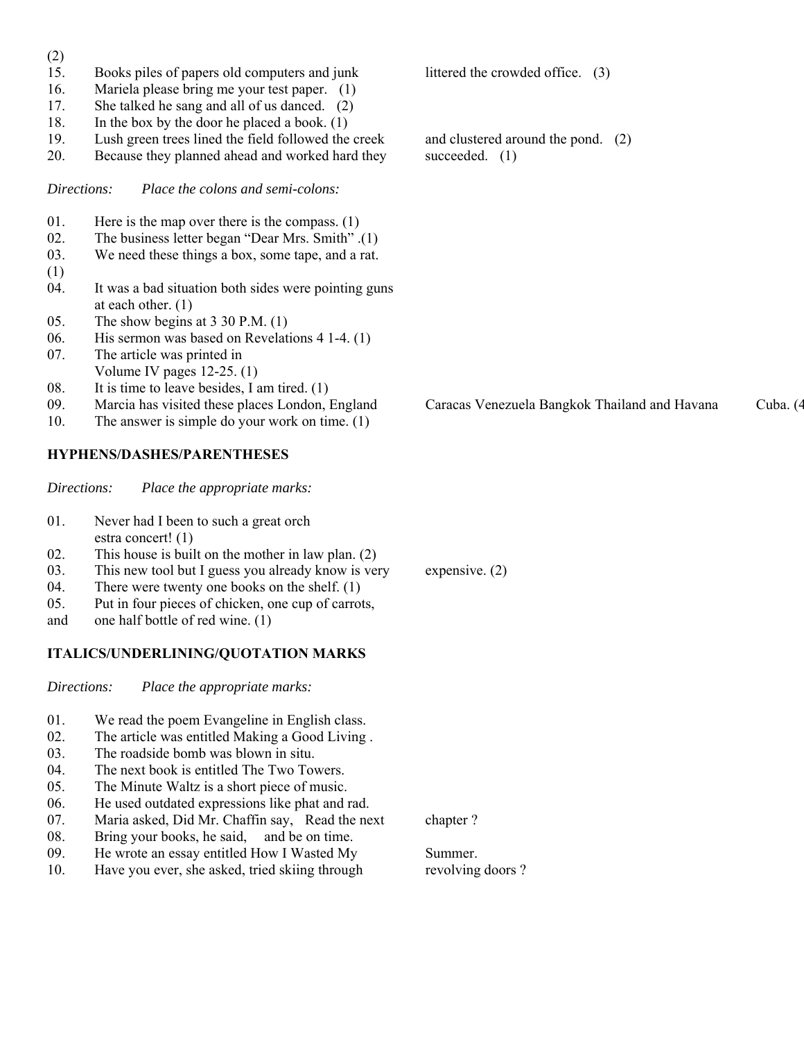(2)

15. Books piles of papers old computers and junk littered the crowded office. (3)
16. Mariela please bring me your test paper. (1)
17. She talked he sang and all of us danced. (2)
18. In the box by the door he placed a book. (1)
19. Lush green trees lined the field followed the creek and clustered around the pond. (2)
20. Because they planned ahead and worked hard they succeeded. (1)

*Directions:* *Place the colons and semi-colons:*

01. Here is the map over there is the compass. (1)
02. The business letter began “Dear Mrs. Smith” .(1)
03. We need these things a box, some tape, and a rat.

(1)

04. It was a bad situation both sides were pointing guns at each other. (1)
05. The show begins at 3 30 P.M. (1)
06. His sermon was based on Revelations 4 1-4. (1)
07. The article was printed in
    Volume IV pages 12-25. (1)
08. It is time to leave besides, I am tired. (1)
09. Marcia has visited these places London, England Caracas Venezuela Bangkok Thailand and Havana Cuba. (4
10. The answer is simple do your work on time. (1)

## HYPHENS/DASHES/PARENTHESES

*Directions:* *Place the appropriate marks:*

01. Never had I been to such a great orch
    estra concert! (1)
02. This house is built on the mother in law plan. (2)
03. This new tool but I guess you already know is very expensive. (2)
04. There were twenty one books on the shelf. (1)
05. Put in four pieces of chicken, one cup of carrots,

and one half bottle of red wine. (1)

## ITALICS/UNDERLINING/QUOTATION MARKS

*Directions:* *Place the appropriate marks:*

01. We read the poem Evangeline in English class.
02. The article was entitled Making a Good Living .
03. The roadside bomb was blown in situ.
04. The next book is entitled The Two Towers.
05. The Minute Waltz is a short piece of music.
06. He used outdated expressions like phat and rad.
07. Maria asked, Did Mr. Chaffin say, Read the next chapter ?
08. Bring your books, he said, and be on time.
09. He wrote an essay entitled How I Wasted My Summer.
10. Have you ever, she asked, tried skiing through revolving doors ?